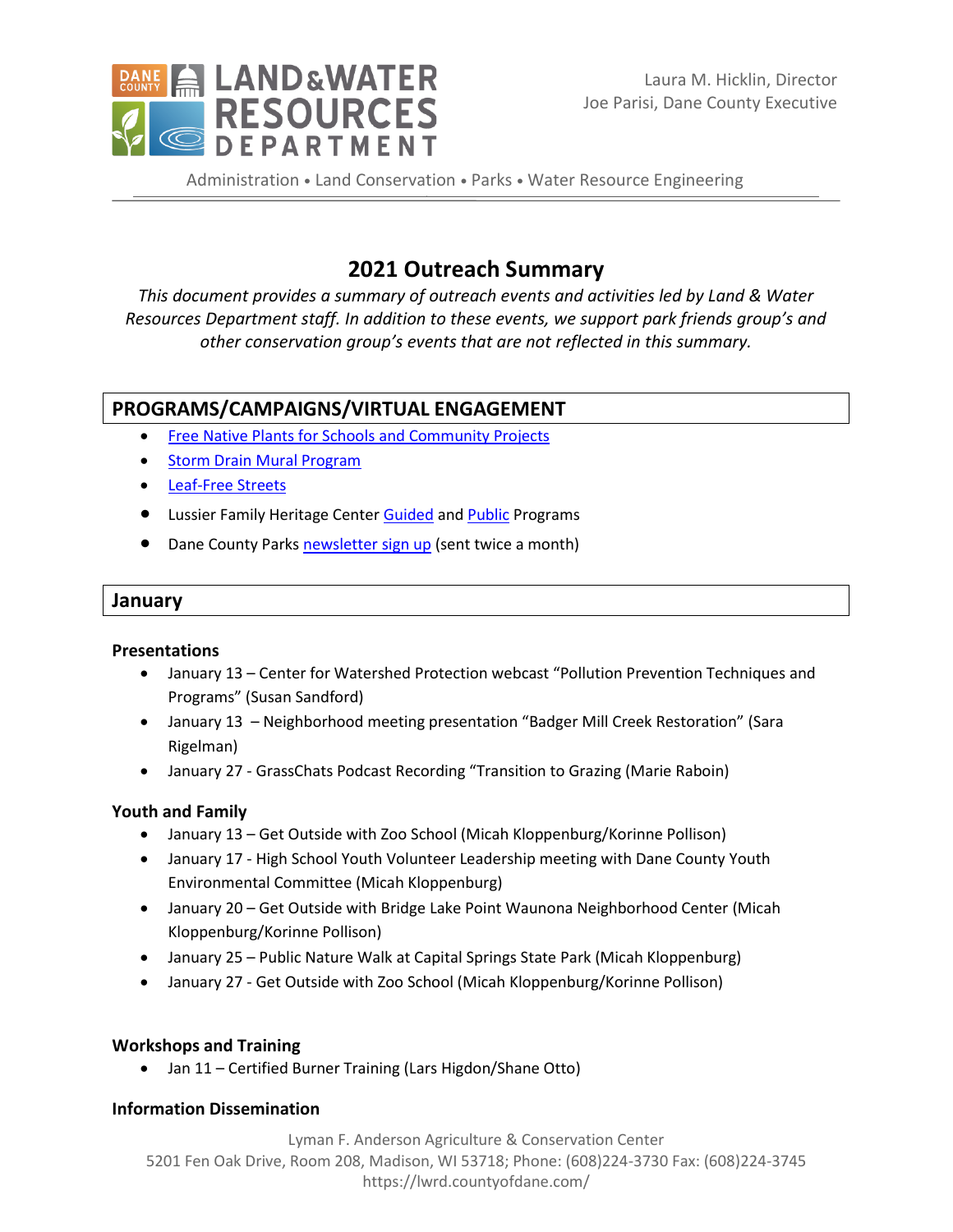Laura M. Hicklin, Director
Joe Parisi, Dane County Executive

Administration • Land Conservation • Parks • Water Resource Engineering

# 2021 Outreach Summary

*This document provides a summary of outreach events and activities led by Land & Water Resources Department staff. In addition to these events, we support park friends group's and other conservation group's events that are not reflected in this summary.*

## PROGRAMS/CAMPAIGNS/VIRTUAL ENGAGEMENT

- Free Native Plants for Schools and Community Projects
- Storm Drain Mural Program
- Leaf-Free Streets
- Lussier Family Heritage Center Guided and Public Programs
- Dane County Parks newsletter sign up (sent twice a month)

## January

### Presentations

- January 13 – Center for Watershed Protection webcast "Pollution Prevention Techniques and Programs" (Susan Sandford)
- January 13 – Neighborhood meeting presentation "Badger Mill Creek Restoration" (Sara Rigelman)
- January 27 - GrassChats Podcast Recording "Transition to Grazing (Marie Raboin)

### Youth and Family

- January 13 – Get Outside with Zoo School (Micah Kloppenburg/Korinne Pollison)
- January 17 - High School Youth Volunteer Leadership meeting with Dane County Youth Environmental Committee (Micah Kloppenburg)
- January 20 – Get Outside with Bridge Lake Point Waunona Neighborhood Center (Micah Kloppenburg/Korinne Pollison)
- January 25 – Public Nature Walk at Capital Springs State Park (Micah Kloppenburg)
- January 27 - Get Outside with Zoo School (Micah Kloppenburg/Korinne Pollison)

### Workshops and Training

- Jan 11 – Certified Burner Training (Lars Higdon/Shane Otto)

### Information Dissemination

Lyman F. Anderson Agriculture & Conservation Center
5201 Fen Oak Drive, Room 208, Madison, WI 53718; Phone: (608)224-3730 Fax: (608)224-3745
https://lwrd.countyofdane.com/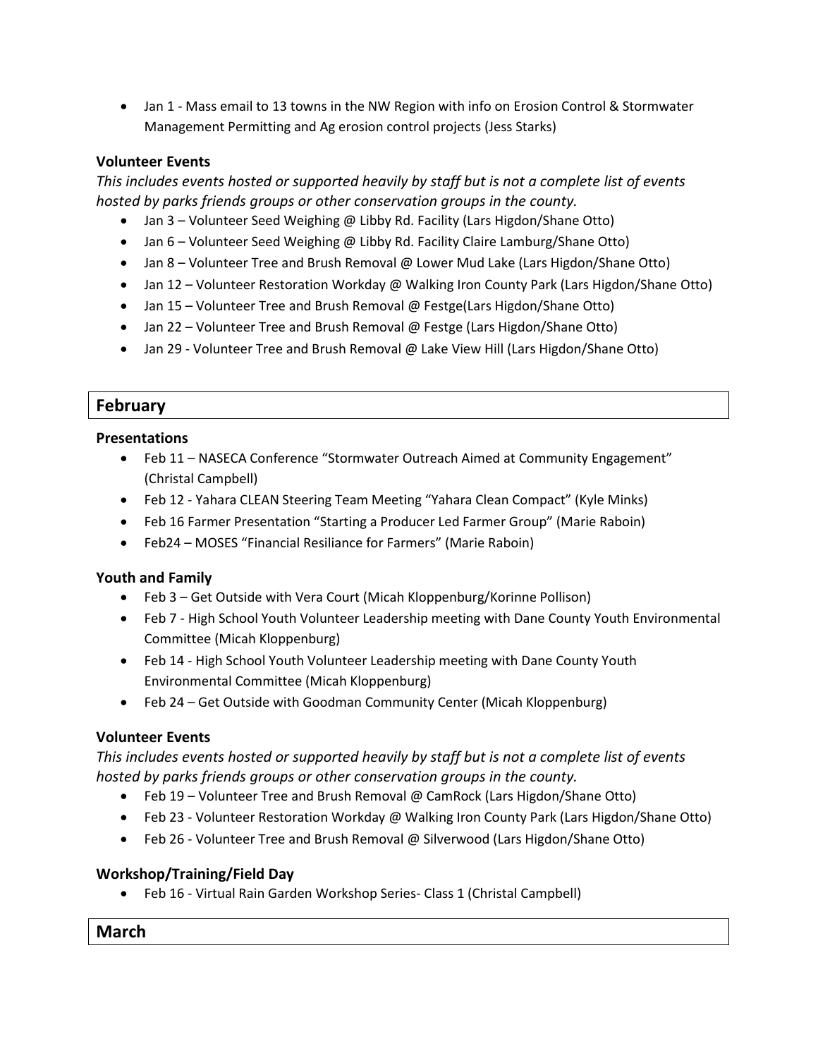- Jan 1 - Mass email to 13 towns in the NW Region with info on Erosion Control & Stormwater Management Permitting and Ag erosion control projects (Jess Starks)

### Volunteer Events

*This includes events hosted or supported heavily by staff but is not a complete list of events hosted by parks friends groups or other conservation groups in the county.*

- Jan 3 – Volunteer Seed Weighing @ Libby Rd. Facility (Lars Higdon/Shane Otto)
- Jan 6 – Volunteer Seed Weighing @ Libby Rd. Facility Claire Lamburg/Shane Otto)
- Jan 8 – Volunteer Tree and Brush Removal @ Lower Mud Lake (Lars Higdon/Shane Otto)
- Jan 12 – Volunteer Restoration Workday @ Walking Iron County Park (Lars Higdon/Shane Otto)
- Jan 15 – Volunteer Tree and Brush Removal @ Festge(Lars Higdon/Shane Otto)
- Jan 22 – Volunteer Tree and Brush Removal @ Festge (Lars Higdon/Shane Otto)
- Jan 29 - Volunteer Tree and Brush Removal @ Lake View Hill (Lars Higdon/Shane Otto)

## February

### Presentations

- Feb 11 – NASECA Conference "Stormwater Outreach Aimed at Community Engagement" (Christal Campbell)
- Feb 12 - Yahara CLEAN Steering Team Meeting "Yahara Clean Compact" (Kyle Minks)
- Feb 16 Farmer Presentation "Starting a Producer Led Farmer Group" (Marie Raboin)
- Feb24 – MOSES "Financial Resiliance for Farmers" (Marie Raboin)

### Youth and Family

- Feb 3 – Get Outside with Vera Court (Micah Kloppenburg/Korinne Pollison)
- Feb 7 - High School Youth Volunteer Leadership meeting with Dane County Youth Environmental Committee (Micah Kloppenburg)
- Feb 14 - High School Youth Volunteer Leadership meeting with Dane County Youth Environmental Committee (Micah Kloppenburg)
- Feb 24 – Get Outside with Goodman Community Center (Micah Kloppenburg)

### Volunteer Events

*This includes events hosted or supported heavily by staff but is not a complete list of events hosted by parks friends groups or other conservation groups in the county.*

- Feb 19 – Volunteer Tree and Brush Removal @ CamRock (Lars Higdon/Shane Otto)
- Feb 23 - Volunteer Restoration Workday @ Walking Iron County Park (Lars Higdon/Shane Otto)
- Feb 26 - Volunteer Tree and Brush Removal @ Silverwood (Lars Higdon/Shane Otto)

### Workshop/Training/Field Day

- Feb 16 - Virtual Rain Garden Workshop Series- Class 1 (Christal Campbell)

## March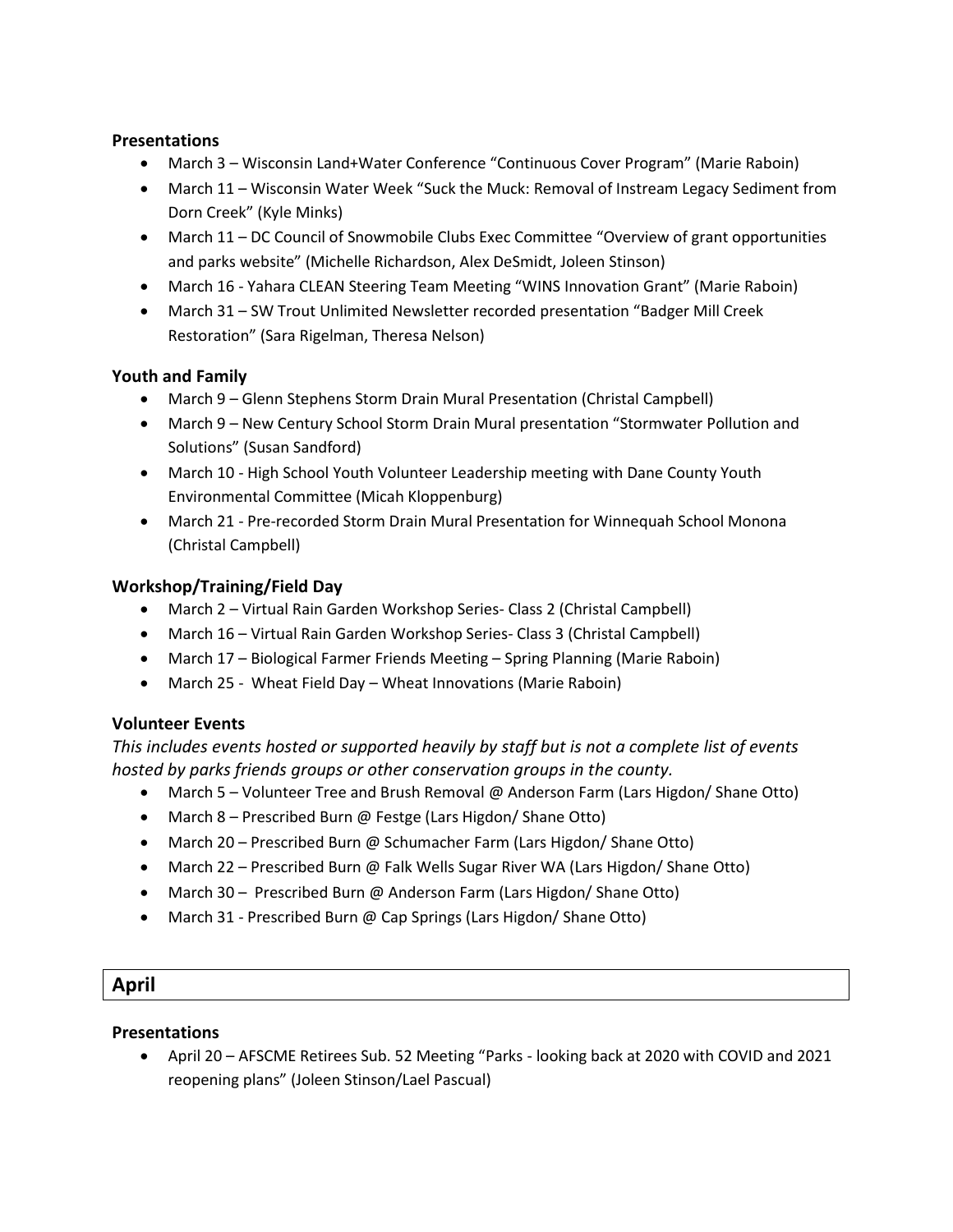### Presentations

- March 3 – Wisconsin Land+Water Conference “Continuous Cover Program” (Marie Raboin)
- March 11 – Wisconsin Water Week “Suck the Muck: Removal of Instream Legacy Sediment from Dorn Creek” (Kyle Minks)
- March 11 – DC Council of Snowmobile Clubs Exec Committee “Overview of grant opportunities and parks website” (Michelle Richardson, Alex DeSmidt, Joleen Stinson)
- March 16 - Yahara CLEAN Steering Team Meeting “WINS Innovation Grant” (Marie Raboin)
- March 31 – SW Trout Unlimited Newsletter recorded presentation “Badger Mill Creek Restoration” (Sara Rigelman, Theresa Nelson)

### Youth and Family

- March 9 – Glenn Stephens Storm Drain Mural Presentation (Christal Campbell)
- March 9 – New Century School Storm Drain Mural presentation “Stormwater Pollution and Solutions” (Susan Sandford)
- March 10 - High School Youth Volunteer Leadership meeting with Dane County Youth Environmental Committee (Micah Kloppenburg)
- March 21 - Pre-recorded Storm Drain Mural Presentation for Winnequah School Monona (Christal Campbell)

### Workshop/Training/Field Day

- March 2 – Virtual Rain Garden Workshop Series- Class 2 (Christal Campbell)
- March 16 – Virtual Rain Garden Workshop Series- Class 3 (Christal Campbell)
- March 17 – Biological Farmer Friends Meeting – Spring Planning (Marie Raboin)
- March 25 - Wheat Field Day – Wheat Innovations (Marie Raboin)

### Volunteer Events

*This includes events hosted or supported heavily by staff but is not a complete list of events hosted by parks friends groups or other conservation groups in the county.*

- March 5 – Volunteer Tree and Brush Removal @ Anderson Farm (Lars Higdon/ Shane Otto)
- March 8 – Prescribed Burn @ Festge (Lars Higdon/ Shane Otto)
- March 20 – Prescribed Burn @ Schumacher Farm (Lars Higdon/ Shane Otto)
- March 22 – Prescribed Burn @ Falk Wells Sugar River WA (Lars Higdon/ Shane Otto)
- March 30 – Prescribed Burn @ Anderson Farm (Lars Higdon/ Shane Otto)
- March 31 - Prescribed Burn @ Cap Springs (Lars Higdon/ Shane Otto)

## April

### Presentations

- April 20 – AFSCME Retirees Sub. 52 Meeting “Parks - looking back at 2020 with COVID and 2021 reopening plans” (Joleen Stinson/Lael Pascual)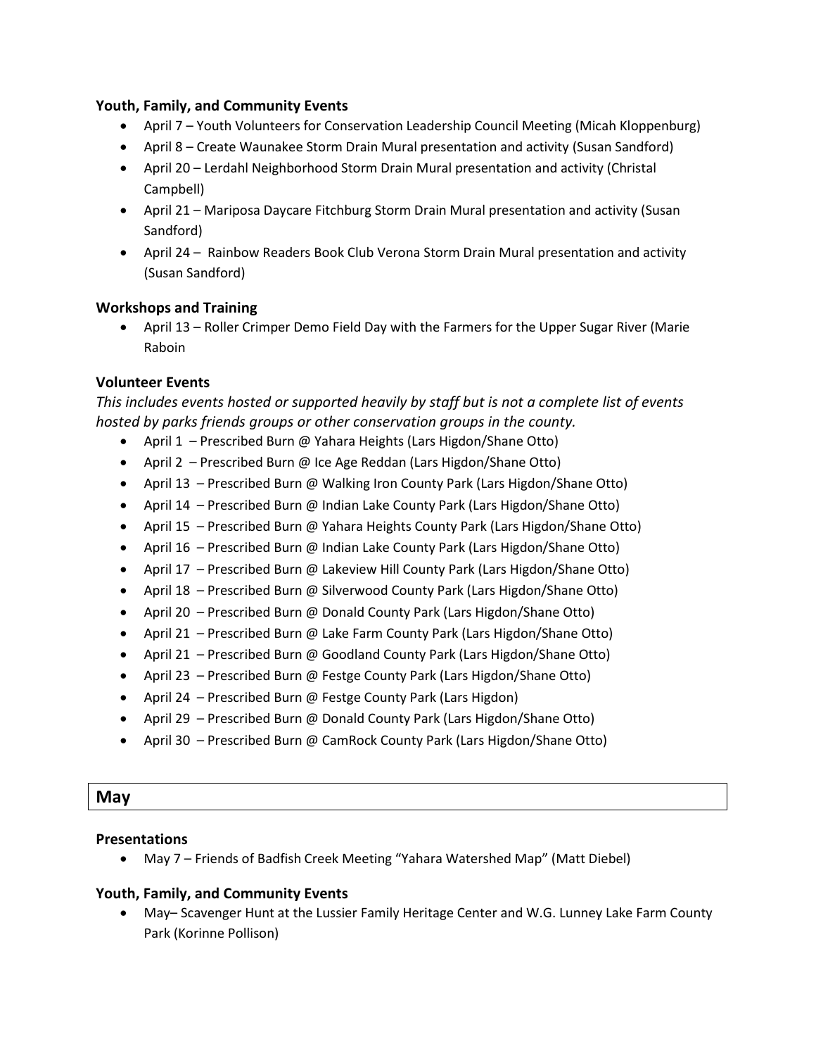### Youth, Family, and Community Events

- April 7 – Youth Volunteers for Conservation Leadership Council Meeting (Micah Kloppenburg)
- April 8 – Create Waunakee Storm Drain Mural presentation and activity (Susan Sandford)
- April 20 – Lerdahl Neighborhood Storm Drain Mural presentation and activity (Christal Campbell)
- April 21 – Mariposa Daycare Fitchburg Storm Drain Mural presentation and activity (Susan Sandford)
- April 24 – Rainbow Readers Book Club Verona Storm Drain Mural presentation and activity (Susan Sandford)

### Workshops and Training

- April 13 – Roller Crimper Demo Field Day with the Farmers for the Upper Sugar River (Marie Raboin

### Volunteer Events

*This includes events hosted or supported heavily by staff but is not a complete list of events hosted by parks friends groups or other conservation groups in the county.*

- April 1 – Prescribed Burn @ Yahara Heights (Lars Higdon/Shane Otto)
- April 2 – Prescribed Burn @ Ice Age Reddan (Lars Higdon/Shane Otto)
- April 13 – Prescribed Burn @ Walking Iron County Park (Lars Higdon/Shane Otto)
- April 14 – Prescribed Burn @ Indian Lake County Park (Lars Higdon/Shane Otto)
- April 15 – Prescribed Burn @ Yahara Heights County Park (Lars Higdon/Shane Otto)
- April 16 – Prescribed Burn @ Indian Lake County Park (Lars Higdon/Shane Otto)
- April 17 – Prescribed Burn @ Lakeview Hill County Park (Lars Higdon/Shane Otto)
- April 18 – Prescribed Burn @ Silverwood County Park (Lars Higdon/Shane Otto)
- April 20 – Prescribed Burn @ Donald County Park (Lars Higdon/Shane Otto)
- April 21 – Prescribed Burn @ Lake Farm County Park (Lars Higdon/Shane Otto)
- April 21 – Prescribed Burn @ Goodland County Park (Lars Higdon/Shane Otto)
- April 23 – Prescribed Burn @ Festge County Park (Lars Higdon/Shane Otto)
- April 24 – Prescribed Burn @ Festge County Park (Lars Higdon)
- April 29 – Prescribed Burn @ Donald County Park (Lars Higdon/Shane Otto)
- April 30 – Prescribed Burn @ CamRock County Park (Lars Higdon/Shane Otto)

## May

### Presentations

- May 7 – Friends of Badfish Creek Meeting "Yahara Watershed Map" (Matt Diebel)

### Youth, Family, and Community Events

- May– Scavenger Hunt at the Lussier Family Heritage Center and W.G. Lunney Lake Farm County Park (Korinne Pollison)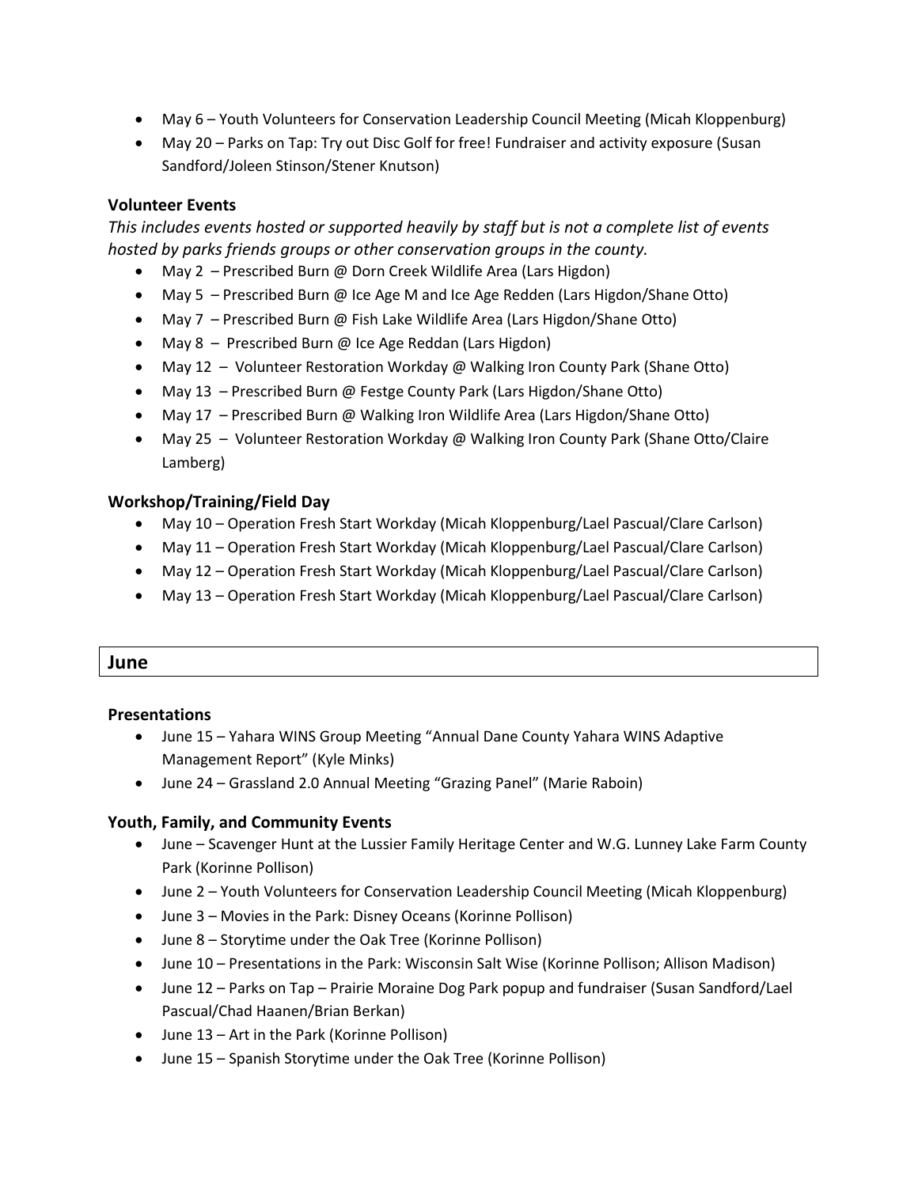- May 6 – Youth Volunteers for Conservation Leadership Council Meeting (Micah Kloppenburg)
- May 20 – Parks on Tap: Try out Disc Golf for free! Fundraiser and activity exposure (Susan Sandford/Joleen Stinson/Stener Knutson)

### Volunteer Events

*This includes events hosted or supported heavily by staff but is not a complete list of events hosted by parks friends groups or other conservation groups in the county.*

- May 2 – Prescribed Burn @ Dorn Creek Wildlife Area (Lars Higdon)
- May 5 – Prescribed Burn @ Ice Age M and Ice Age Redden (Lars Higdon/Shane Otto)
- May 7 – Prescribed Burn @ Fish Lake Wildlife Area (Lars Higdon/Shane Otto)
- May 8 – Prescribed Burn @ Ice Age Reddan (Lars Higdon)
- May 12 – Volunteer Restoration Workday @ Walking Iron County Park (Shane Otto)
- May 13 – Prescribed Burn @ Festge County Park (Lars Higdon/Shane Otto)
- May 17 – Prescribed Burn @ Walking Iron Wildlife Area (Lars Higdon/Shane Otto)
- May 25 – Volunteer Restoration Workday @ Walking Iron County Park (Shane Otto/Claire Lamberg)

### Workshop/Training/Field Day

- May 10 – Operation Fresh Start Workday (Micah Kloppenburg/Lael Pascual/Clare Carlson)
- May 11 – Operation Fresh Start Workday (Micah Kloppenburg/Lael Pascual/Clare Carlson)
- May 12 – Operation Fresh Start Workday (Micah Kloppenburg/Lael Pascual/Clare Carlson)
- May 13 – Operation Fresh Start Workday (Micah Kloppenburg/Lael Pascual/Clare Carlson)

## June

### Presentations

- June 15 – Yahara WINS Group Meeting "Annual Dane County Yahara WINS Adaptive Management Report" (Kyle Minks)
- June 24 – Grassland 2.0 Annual Meeting "Grazing Panel" (Marie Raboin)

### Youth, Family, and Community Events

- June – Scavenger Hunt at the Lussier Family Heritage Center and W.G. Lunney Lake Farm County Park (Korinne Pollison)
- June 2 – Youth Volunteers for Conservation Leadership Council Meeting (Micah Kloppenburg)
- June 3 – Movies in the Park: Disney Oceans (Korinne Pollison)
- June 8 – Storytime under the Oak Tree (Korinne Pollison)
- June 10 – Presentations in the Park: Wisconsin Salt Wise (Korinne Pollison; Allison Madison)
- June 12 – Parks on Tap – Prairie Moraine Dog Park popup and fundraiser (Susan Sandford/Lael Pascual/Chad Haanen/Brian Berkan)
- June 13 – Art in the Park (Korinne Pollison)
- June 15 – Spanish Storytime under the Oak Tree (Korinne Pollison)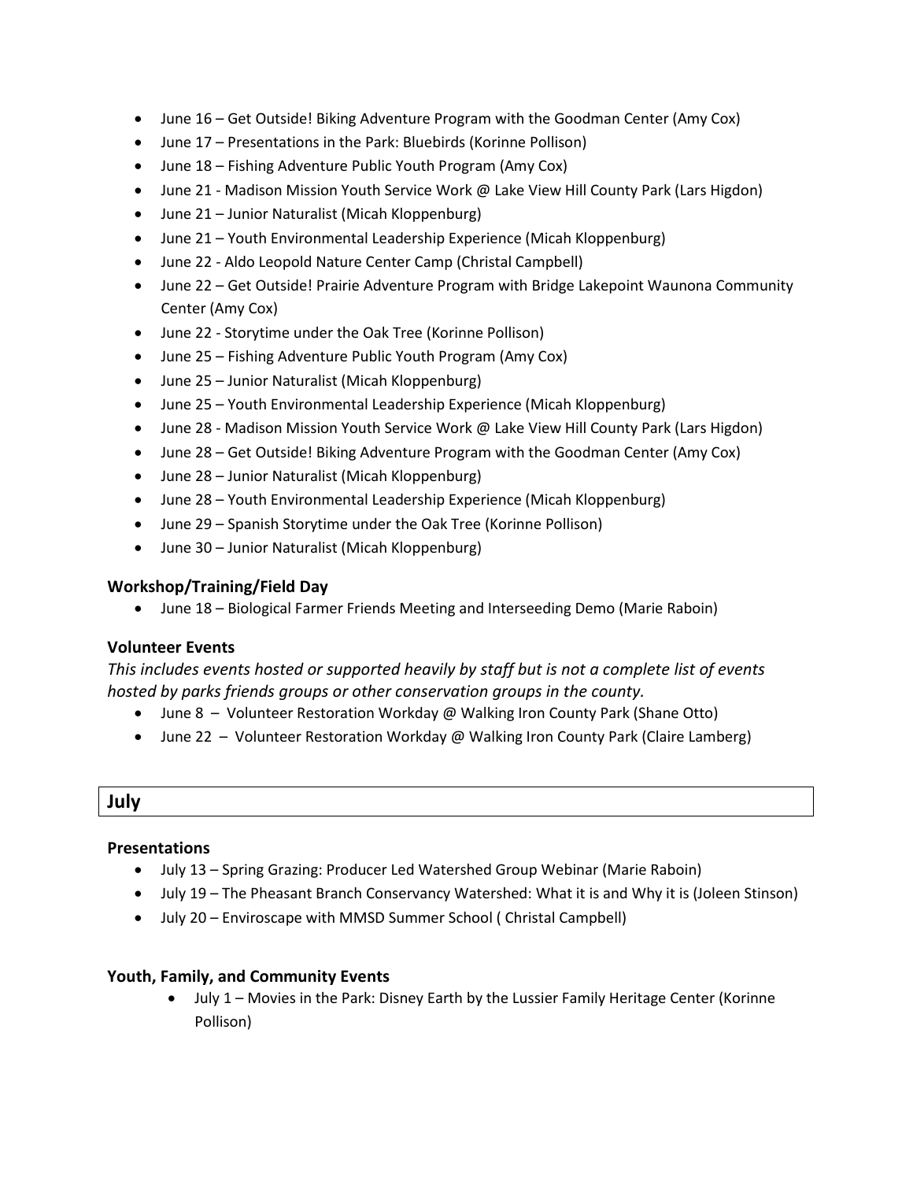- June 16 – Get Outside! Biking Adventure Program with the Goodman Center (Amy Cox)
- June 17 – Presentations in the Park: Bluebirds (Korinne Pollison)
- June 18 – Fishing Adventure Public Youth Program (Amy Cox)
- June 21 - Madison Mission Youth Service Work @ Lake View Hill County Park (Lars Higdon)
- June 21 – Junior Naturalist (Micah Kloppenburg)
- June 21 – Youth Environmental Leadership Experience (Micah Kloppenburg)
- June 22 - Aldo Leopold Nature Center Camp (Christal Campbell)
- June 22 – Get Outside! Prairie Adventure Program with Bridge Lakepoint Waunona Community Center (Amy Cox)
- June 22 - Storytime under the Oak Tree (Korinne Pollison)
- June 25 – Fishing Adventure Public Youth Program (Amy Cox)
- June 25 – Junior Naturalist (Micah Kloppenburg)
- June 25 – Youth Environmental Leadership Experience (Micah Kloppenburg)
- June 28 - Madison Mission Youth Service Work @ Lake View Hill County Park (Lars Higdon)
- June 28 – Get Outside! Biking Adventure Program with the Goodman Center (Amy Cox)
- June 28 – Junior Naturalist (Micah Kloppenburg)
- June 28 – Youth Environmental Leadership Experience (Micah Kloppenburg)
- June 29 – Spanish Storytime under the Oak Tree (Korinne Pollison)
- June 30 – Junior Naturalist (Micah Kloppenburg)

### Workshop/Training/Field Day

- June 18 – Biological Farmer Friends Meeting and Interseeding Demo (Marie Raboin)

### Volunteer Events

*This includes events hosted or supported heavily by staff but is not a complete list of events hosted by parks friends groups or other conservation groups in the county.*

- June 8 – Volunteer Restoration Workday @ Walking Iron County Park (Shane Otto)
- June 22 – Volunteer Restoration Workday @ Walking Iron County Park (Claire Lamberg)

## July

### Presentations

- July 13 – Spring Grazing: Producer Led Watershed Group Webinar (Marie Raboin)
- July 19 – The Pheasant Branch Conservancy Watershed: What it is and Why it is (Joleen Stinson)
- July 20 – Enviroscape with MMSD Summer School ( Christal Campbell)

### Youth, Family, and Community Events

- July 1 – Movies in the Park: Disney Earth by the Lussier Family Heritage Center (Korinne Pollison)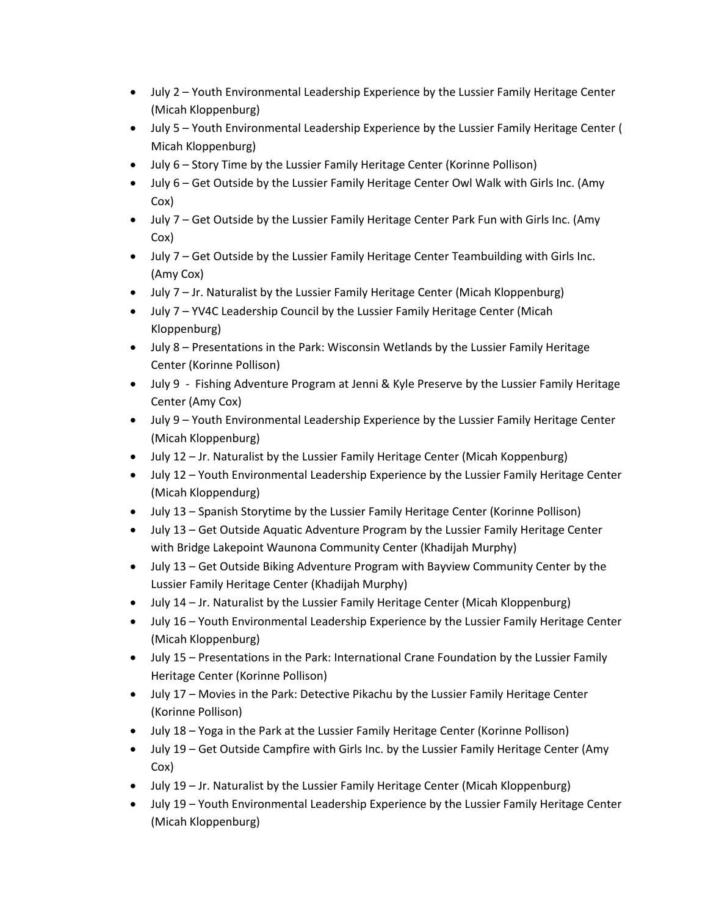- July 2 – Youth Environmental Leadership Experience by the Lussier Family Heritage Center (Micah Kloppenburg)
- July 5 – Youth Environmental Leadership Experience by the Lussier Family Heritage Center ( Micah Kloppenburg)
- July 6 – Story Time by the Lussier Family Heritage Center (Korinne Pollison)
- July 6 – Get Outside by the Lussier Family Heritage Center Owl Walk with Girls Inc. (Amy Cox)
- July 7 – Get Outside by the Lussier Family Heritage Center Park Fun with Girls Inc. (Amy Cox)
- July 7 – Get Outside by the Lussier Family Heritage Center Teambuilding with Girls Inc. (Amy Cox)
- July 7 – Jr. Naturalist by the Lussier Family Heritage Center (Micah Kloppenburg)
- July 7 – YV4C Leadership Council by the Lussier Family Heritage Center (Micah Kloppenburg)
- July 8 – Presentations in the Park: Wisconsin Wetlands by the Lussier Family Heritage Center (Korinne Pollison)
- July 9 - Fishing Adventure Program at Jenni & Kyle Preserve by the Lussier Family Heritage Center (Amy Cox)
- July 9 – Youth Environmental Leadership Experience by the Lussier Family Heritage Center (Micah Kloppenburg)
- July 12 – Jr. Naturalist by the Lussier Family Heritage Center (Micah Koppenburg)
- July 12 – Youth Environmental Leadership Experience by the Lussier Family Heritage Center (Micah Kloppendurg)
- July 13 – Spanish Storytime by the Lussier Family Heritage Center (Korinne Pollison)
- July 13 – Get Outside Aquatic Adventure Program by the Lussier Family Heritage Center with Bridge Lakepoint Waunona Community Center (Khadijah Murphy)
- July 13 – Get Outside Biking Adventure Program with Bayview Community Center by the Lussier Family Heritage Center (Khadijah Murphy)
- July 14 – Jr. Naturalist by the Lussier Family Heritage Center (Micah Kloppenburg)
- July 16 – Youth Environmental Leadership Experience by the Lussier Family Heritage Center (Micah Kloppenburg)
- July 15 – Presentations in the Park: International Crane Foundation by the Lussier Family Heritage Center (Korinne Pollison)
- July 17 – Movies in the Park: Detective Pikachu by the Lussier Family Heritage Center (Korinne Pollison)
- July 18 – Yoga in the Park at the Lussier Family Heritage Center (Korinne Pollison)
- July 19 – Get Outside Campfire with Girls Inc. by the Lussier Family Heritage Center (Amy Cox)
- July 19 – Jr. Naturalist by the Lussier Family Heritage Center (Micah Kloppenburg)
- July 19 – Youth Environmental Leadership Experience by the Lussier Family Heritage Center (Micah Kloppenburg)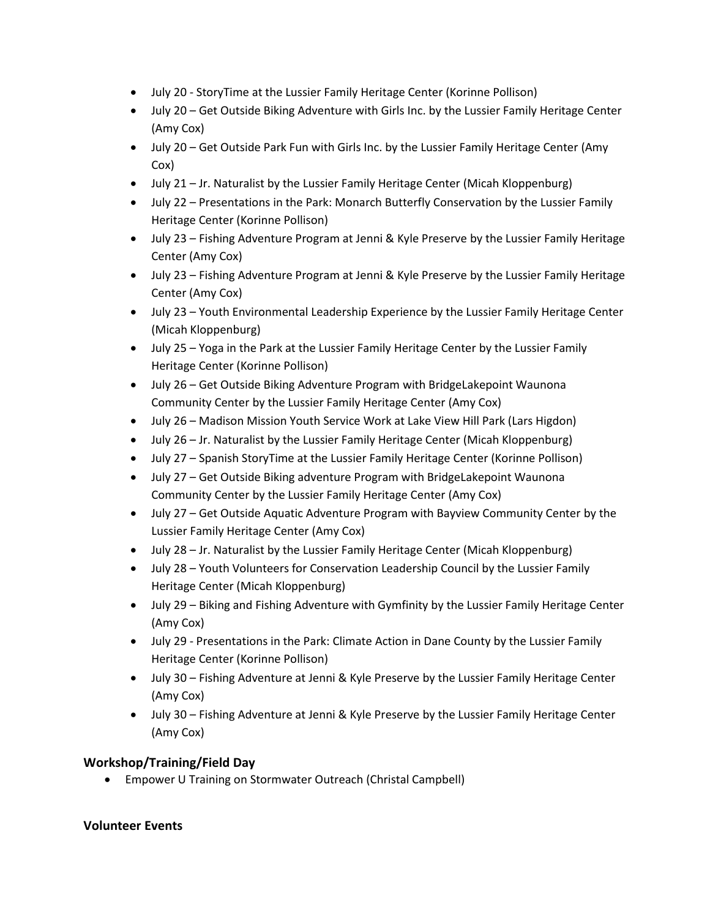- July 20 - StoryTime at the Lussier Family Heritage Center (Korinne Pollison)
- July 20 – Get Outside Biking Adventure with Girls Inc. by the Lussier Family Heritage Center (Amy Cox)
- July 20 – Get Outside Park Fun with Girls Inc. by the Lussier Family Heritage Center (Amy Cox)
- July 21 – Jr. Naturalist by the Lussier Family Heritage Center (Micah Kloppenburg)
- July 22 – Presentations in the Park: Monarch Butterfly Conservation by the Lussier Family Heritage Center (Korinne Pollison)
- July 23 – Fishing Adventure Program at Jenni & Kyle Preserve by the Lussier Family Heritage Center (Amy Cox)
- July 23 – Fishing Adventure Program at Jenni & Kyle Preserve by the Lussier Family Heritage Center (Amy Cox)
- July 23 – Youth Environmental Leadership Experience by the Lussier Family Heritage Center (Micah Kloppenburg)
- July 25 – Yoga in the Park at the Lussier Family Heritage Center by the Lussier Family Heritage Center (Korinne Pollison)
- July 26 – Get Outside Biking Adventure Program with BridgeLakepoint Waunona Community Center by the Lussier Family Heritage Center (Amy Cox)
- July 26 – Madison Mission Youth Service Work at Lake View Hill Park (Lars Higdon)
- July 26 – Jr. Naturalist by the Lussier Family Heritage Center (Micah Kloppenburg)
- July 27 – Spanish StoryTime at the Lussier Family Heritage Center (Korinne Pollison)
- July 27 – Get Outside Biking adventure Program with BridgeLakepoint Waunona Community Center by the Lussier Family Heritage Center (Amy Cox)
- July 27 – Get Outside Aquatic Adventure Program with Bayview Community Center by the Lussier Family Heritage Center (Amy Cox)
- July 28 – Jr. Naturalist by the Lussier Family Heritage Center (Micah Kloppenburg)
- July 28 – Youth Volunteers for Conservation Leadership Council by the Lussier Family Heritage Center (Micah Kloppenburg)
- July 29 – Biking and Fishing Adventure with Gymfinity by the Lussier Family Heritage Center (Amy Cox)
- July 29 - Presentations in the Park: Climate Action in Dane County by the Lussier Family Heritage Center (Korinne Pollison)
- July 30 – Fishing Adventure at Jenni & Kyle Preserve by the Lussier Family Heritage Center (Amy Cox)
- July 30 – Fishing Adventure at Jenni & Kyle Preserve by the Lussier Family Heritage Center (Amy Cox)

### Workshop/Training/Field Day

- Empower U Training on Stormwater Outreach (Christal Campbell)

### Volunteer Events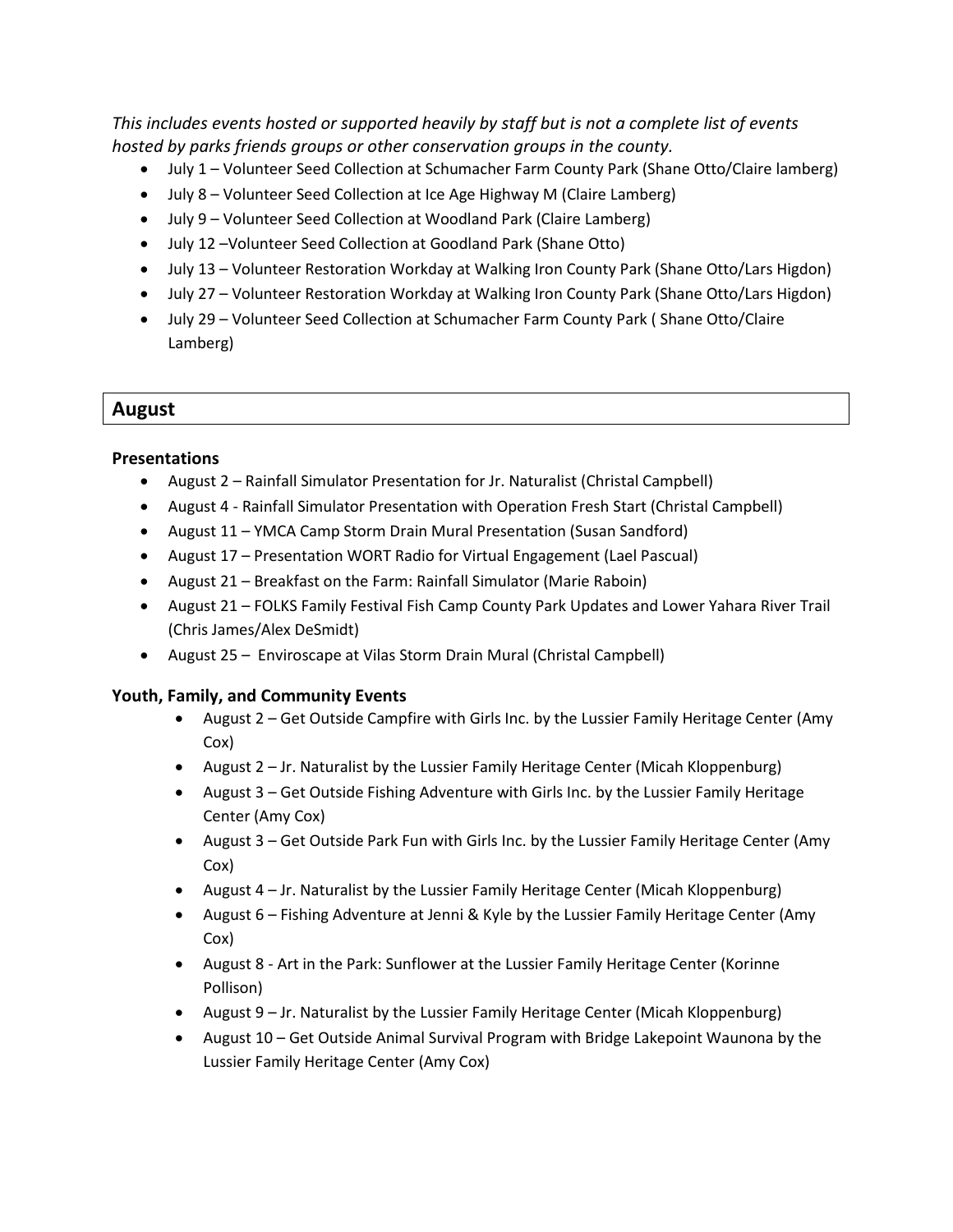*This includes events hosted or supported heavily by staff but is not a complete list of events hosted by parks friends groups or other conservation groups in the county.*

- July 1 – Volunteer Seed Collection at Schumacher Farm County Park (Shane Otto/Claire lamberg)
- July 8 – Volunteer Seed Collection at Ice Age Highway M (Claire Lamberg)
- July 9 – Volunteer Seed Collection at Woodland Park (Claire Lamberg)
- July 12 –Volunteer Seed Collection at Goodland Park (Shane Otto)
- July 13 – Volunteer Restoration Workday at Walking Iron County Park (Shane Otto/Lars Higdon)
- July 27 – Volunteer Restoration Workday at Walking Iron County Park (Shane Otto/Lars Higdon)
- July 29 – Volunteer Seed Collection at Schumacher Farm County Park ( Shane Otto/Claire Lamberg)

## August

### Presentations

- August 2 – Rainfall Simulator Presentation for Jr. Naturalist (Christal Campbell)
- August 4 - Rainfall Simulator Presentation with Operation Fresh Start (Christal Campbell)
- August 11 – YMCA Camp Storm Drain Mural Presentation (Susan Sandford)
- August 17 – Presentation WORT Radio for Virtual Engagement (Lael Pascual)
- August 21 – Breakfast on the Farm: Rainfall Simulator (Marie Raboin)
- August 21 – FOLKS Family Festival Fish Camp County Park Updates and Lower Yahara River Trail (Chris James/Alex DeSmidt)
- August 25 – Enviroscape at Vilas Storm Drain Mural (Christal Campbell)

### Youth, Family, and Community Events

- August 2 – Get Outside Campfire with Girls Inc. by the Lussier Family Heritage Center (Amy Cox)
- August 2 – Jr. Naturalist by the Lussier Family Heritage Center (Micah Kloppenburg)
- August 3 – Get Outside Fishing Adventure with Girls Inc. by the Lussier Family Heritage Center (Amy Cox)
- August 3 – Get Outside Park Fun with Girls Inc. by the Lussier Family Heritage Center (Amy Cox)
- August 4 – Jr. Naturalist by the Lussier Family Heritage Center (Micah Kloppenburg)
- August 6 – Fishing Adventure at Jenni & Kyle by the Lussier Family Heritage Center (Amy Cox)
- August 8 - Art in the Park: Sunflower at the Lussier Family Heritage Center (Korinne Pollison)
- August 9 – Jr. Naturalist by the Lussier Family Heritage Center (Micah Kloppenburg)
- August 10 – Get Outside Animal Survival Program with Bridge Lakepoint Waunona by the Lussier Family Heritage Center (Amy Cox)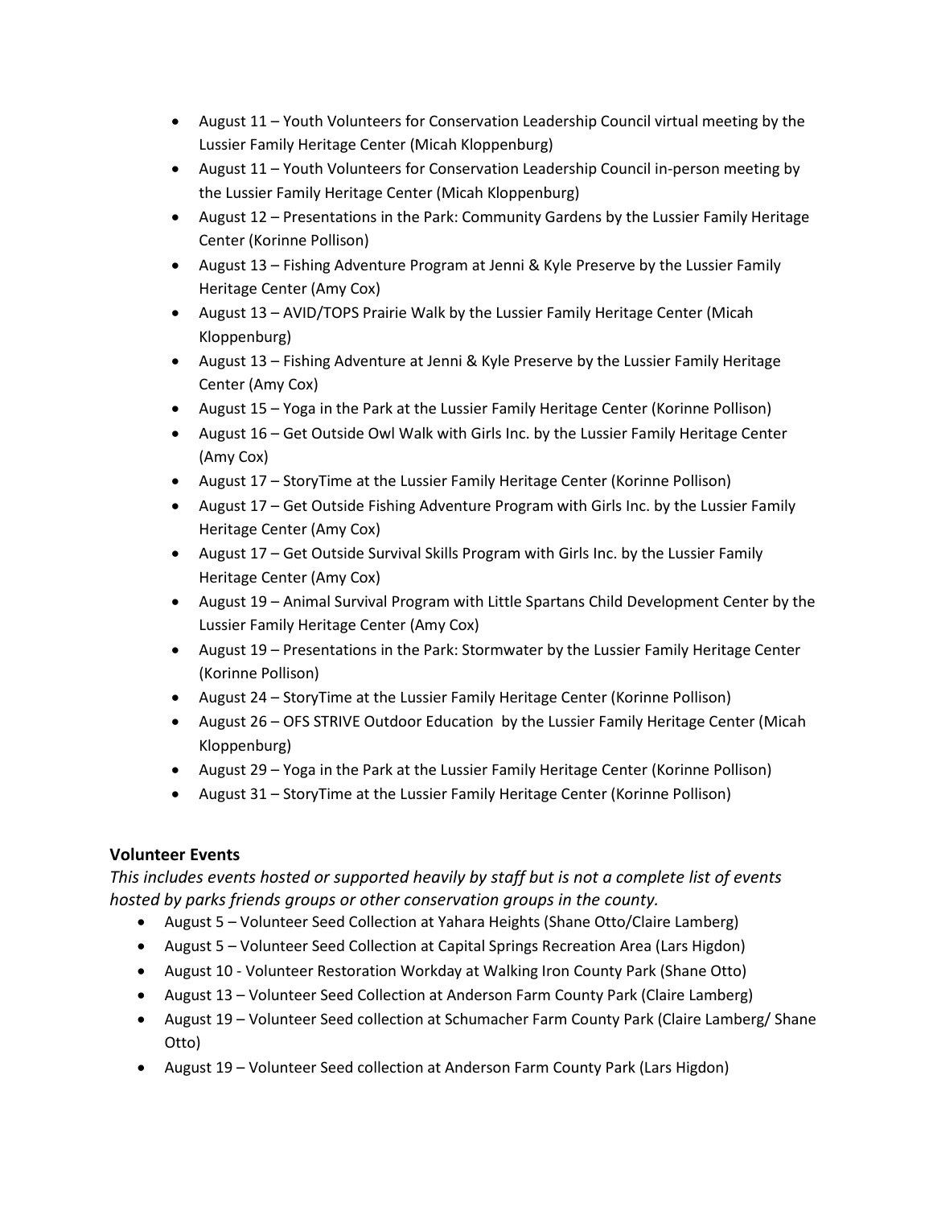- August 11 – Youth Volunteers for Conservation Leadership Council virtual meeting by the Lussier Family Heritage Center (Micah Kloppenburg)
- August 11 – Youth Volunteers for Conservation Leadership Council in-person meeting by the Lussier Family Heritage Center (Micah Kloppenburg)
- August 12 – Presentations in the Park: Community Gardens by the Lussier Family Heritage Center (Korinne Pollison)
- August 13 – Fishing Adventure Program at Jenni & Kyle Preserve by the Lussier Family Heritage Center (Amy Cox)
- August 13 – AVID/TOPS Prairie Walk by the Lussier Family Heritage Center (Micah Kloppenburg)
- August 13 – Fishing Adventure at Jenni & Kyle Preserve by the Lussier Family Heritage Center (Amy Cox)
- August 15 – Yoga in the Park at the Lussier Family Heritage Center (Korinne Pollison)
- August 16 – Get Outside Owl Walk with Girls Inc. by the Lussier Family Heritage Center (Amy Cox)
- August 17 – StoryTime at the Lussier Family Heritage Center (Korinne Pollison)
- August 17 – Get Outside Fishing Adventure Program with Girls Inc. by the Lussier Family Heritage Center (Amy Cox)
- August 17 – Get Outside Survival Skills Program with Girls Inc. by the Lussier Family Heritage Center (Amy Cox)
- August 19 – Animal Survival Program with Little Spartans Child Development Center by the Lussier Family Heritage Center (Amy Cox)
- August 19 – Presentations in the Park: Stormwater by the Lussier Family Heritage Center (Korinne Pollison)
- August 24 – StoryTime at the Lussier Family Heritage Center (Korinne Pollison)
- August 26 – OFS STRIVE Outdoor Education by the Lussier Family Heritage Center (Micah Kloppenburg)
- August 29 – Yoga in the Park at the Lussier Family Heritage Center (Korinne Pollison)
- August 31 – StoryTime at the Lussier Family Heritage Center (Korinne Pollison)

**Volunteer Events**

*This includes events hosted or supported heavily by staff but is not a complete list of events hosted by parks friends groups or other conservation groups in the county.*

- August 5 – Volunteer Seed Collection at Yahara Heights (Shane Otto/Claire Lamberg)
- August 5 – Volunteer Seed Collection at Capital Springs Recreation Area (Lars Higdon)
- August 10 - Volunteer Restoration Workday at Walking Iron County Park (Shane Otto)
- August 13 – Volunteer Seed Collection at Anderson Farm County Park (Claire Lamberg)
- August 19 – Volunteer Seed collection at Schumacher Farm County Park (Claire Lamberg/ Shane Otto)
- August 19 – Volunteer Seed collection at Anderson Farm County Park (Lars Higdon)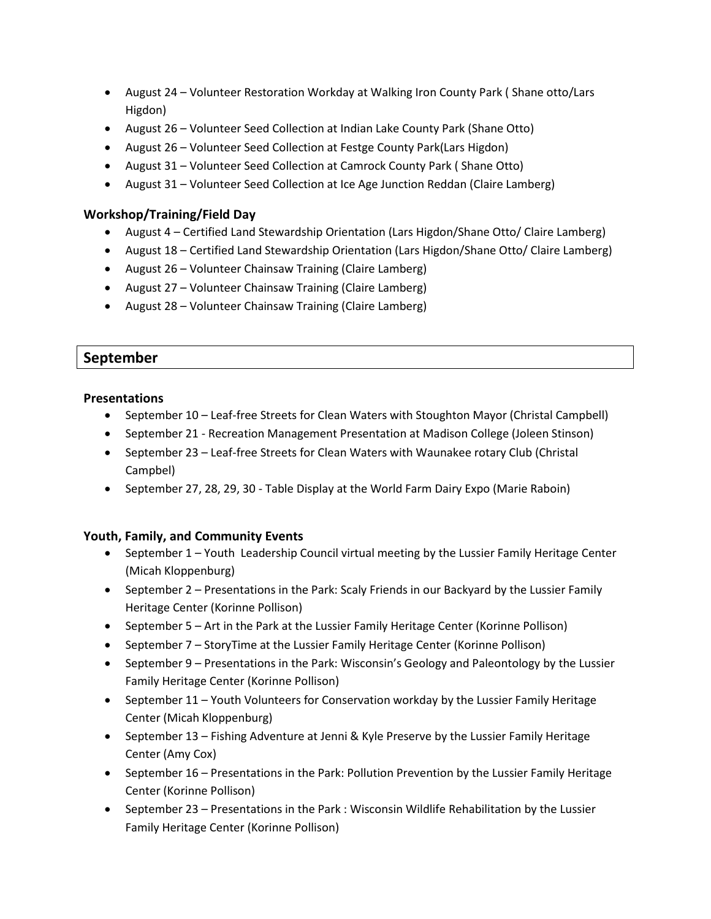- August 24 – Volunteer Restoration Workday at Walking Iron County Park ( Shane otto/Lars Higdon)
- August 26 – Volunteer Seed Collection at Indian Lake County Park (Shane Otto)
- August 26 – Volunteer Seed Collection at Festge County Park(Lars Higdon)
- August 31 – Volunteer Seed Collection at Camrock County Park ( Shane Otto)
- August 31 – Volunteer Seed Collection at Ice Age Junction Reddan (Claire Lamberg)

### Workshop/Training/Field Day

- August 4 – Certified Land Stewardship Orientation (Lars Higdon/Shane Otto/ Claire Lamberg)
- August 18 – Certified Land Stewardship Orientation (Lars Higdon/Shane Otto/ Claire Lamberg)
- August 26 – Volunteer Chainsaw Training (Claire Lamberg)
- August 27 – Volunteer Chainsaw Training (Claire Lamberg)
- August 28 – Volunteer Chainsaw Training (Claire Lamberg)

## September

### Presentations

- September 10 – Leaf-free Streets for Clean Waters with Stoughton Mayor (Christal Campbell)
- September 21 - Recreation Management Presentation at Madison College (Joleen Stinson)
- September 23 – Leaf-free Streets for Clean Waters with Waunakee rotary Club (Christal Campbel)
- September 27, 28, 29, 30 - Table Display at the World Farm Dairy Expo (Marie Raboin)

### Youth, Family, and Community Events

- September 1 – Youth Leadership Council virtual meeting by the Lussier Family Heritage Center (Micah Kloppenburg)
- September 2 – Presentations in the Park: Scaly Friends in our Backyard by the Lussier Family Heritage Center (Korinne Pollison)
- September 5 – Art in the Park at the Lussier Family Heritage Center (Korinne Pollison)
- September 7 – StoryTime at the Lussier Family Heritage Center (Korinne Pollison)
- September 9 – Presentations in the Park: Wisconsin's Geology and Paleontology by the Lussier Family Heritage Center (Korinne Pollison)
- September 11 – Youth Volunteers for Conservation workday by the Lussier Family Heritage Center (Micah Kloppenburg)
- September 13 – Fishing Adventure at Jenni & Kyle Preserve by the Lussier Family Heritage Center (Amy Cox)
- September 16 – Presentations in the Park: Pollution Prevention by the Lussier Family Heritage Center (Korinne Pollison)
- September 23 – Presentations in the Park : Wisconsin Wildlife Rehabilitation by the Lussier Family Heritage Center (Korinne Pollison)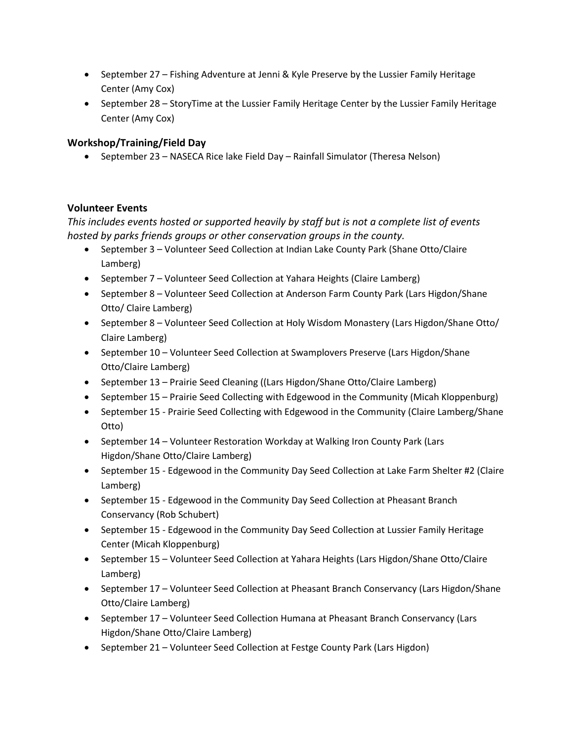- September 27 – Fishing Adventure at Jenni & Kyle Preserve by the Lussier Family Heritage Center (Amy Cox)
- September 28 – StoryTime at the Lussier Family Heritage Center by the Lussier Family Heritage Center (Amy Cox)

### Workshop/Training/Field Day

- September 23 – NASECA Rice lake Field Day – Rainfall Simulator (Theresa Nelson)

### Volunteer Events

*This includes events hosted or supported heavily by staff but is not a complete list of events hosted by parks friends groups or other conservation groups in the county.*

- September 3 – Volunteer Seed Collection at Indian Lake County Park (Shane Otto/Claire Lamberg)
- September 7 – Volunteer Seed Collection at Yahara Heights (Claire Lamberg)
- September 8 – Volunteer Seed Collection at Anderson Farm County Park (Lars Higdon/Shane Otto/ Claire Lamberg)
- September 8 – Volunteer Seed Collection at Holy Wisdom Monastery (Lars Higdon/Shane Otto/ Claire Lamberg)
- September 10 – Volunteer Seed Collection at Swamplovers Preserve (Lars Higdon/Shane Otto/Claire Lamberg)
- September 13 – Prairie Seed Cleaning ((Lars Higdon/Shane Otto/Claire Lamberg)
- September 15 – Prairie Seed Collecting with Edgewood in the Community (Micah Kloppenburg)
- September 15 - Prairie Seed Collecting with Edgewood in the Community (Claire Lamberg/Shane Otto)
- September 14 – Volunteer Restoration Workday at Walking Iron County Park (Lars Higdon/Shane Otto/Claire Lamberg)
- September 15 - Edgewood in the Community Day Seed Collection at Lake Farm Shelter #2 (Claire Lamberg)
- September 15 - Edgewood in the Community Day Seed Collection at Pheasant Branch Conservancy (Rob Schubert)
- September 15 - Edgewood in the Community Day Seed Collection at Lussier Family Heritage Center (Micah Kloppenburg)
- September 15 – Volunteer Seed Collection at Yahara Heights (Lars Higdon/Shane Otto/Claire Lamberg)
- September 17 – Volunteer Seed Collection at Pheasant Branch Conservancy (Lars Higdon/Shane Otto/Claire Lamberg)
- September 17 – Volunteer Seed Collection Humana at Pheasant Branch Conservancy (Lars Higdon/Shane Otto/Claire Lamberg)
- September 21 – Volunteer Seed Collection at Festge County Park (Lars Higdon)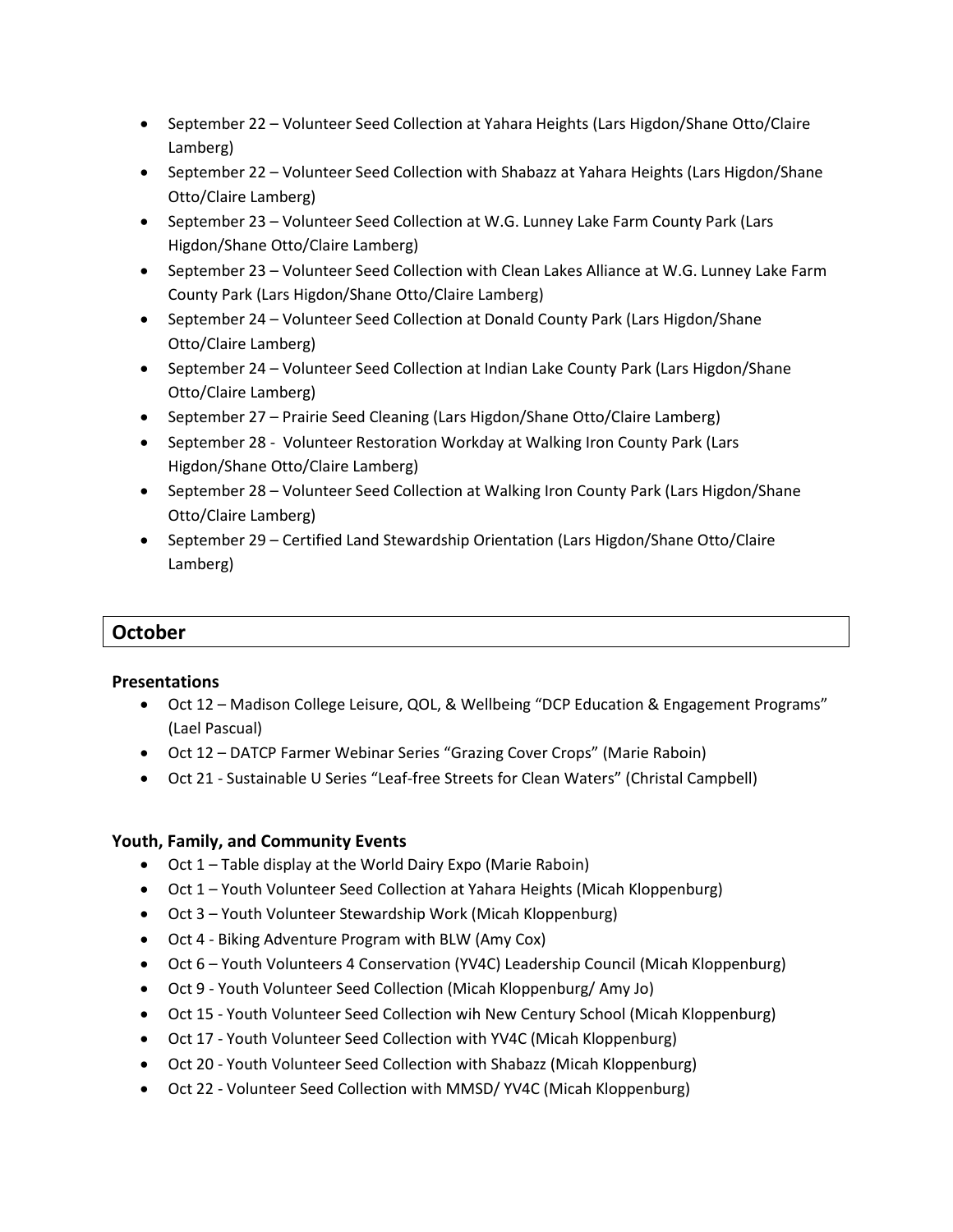- September 22 – Volunteer Seed Collection at Yahara Heights (Lars Higdon/Shane Otto/Claire Lamberg)
- September 22 – Volunteer Seed Collection with Shabazz at Yahara Heights (Lars Higdon/Shane Otto/Claire Lamberg)
- September 23 – Volunteer Seed Collection at W.G. Lunney Lake Farm County Park (Lars Higdon/Shane Otto/Claire Lamberg)
- September 23 – Volunteer Seed Collection with Clean Lakes Alliance at W.G. Lunney Lake Farm County Park (Lars Higdon/Shane Otto/Claire Lamberg)
- September 24 – Volunteer Seed Collection at Donald County Park (Lars Higdon/Shane Otto/Claire Lamberg)
- September 24 – Volunteer Seed Collection at Indian Lake County Park (Lars Higdon/Shane Otto/Claire Lamberg)
- September 27 – Prairie Seed Cleaning (Lars Higdon/Shane Otto/Claire Lamberg)
- September 28 - Volunteer Restoration Workday at Walking Iron County Park (Lars Higdon/Shane Otto/Claire Lamberg)
- September 28 – Volunteer Seed Collection at Walking Iron County Park (Lars Higdon/Shane Otto/Claire Lamberg)
- September 29 – Certified Land Stewardship Orientation (Lars Higdon/Shane Otto/Claire Lamberg)

## October

### Presentations

- Oct 12 – Madison College Leisure, QOL, & Wellbeing "DCP Education & Engagement Programs" (Lael Pascual)
- Oct 12 – DATCP Farmer Webinar Series "Grazing Cover Crops" (Marie Raboin)
- Oct 21 - Sustainable U Series "Leaf-free Streets for Clean Waters" (Christal Campbell)

### Youth, Family, and Community Events

- Oct 1 – Table display at the World Dairy Expo (Marie Raboin)
- Oct 1 – Youth Volunteer Seed Collection at Yahara Heights (Micah Kloppenburg)
- Oct 3 – Youth Volunteer Stewardship Work (Micah Kloppenburg)
- Oct 4 - Biking Adventure Program with BLW (Amy Cox)
- Oct 6 – Youth Volunteers 4 Conservation (YV4C) Leadership Council (Micah Kloppenburg)
- Oct 9 - Youth Volunteer Seed Collection (Micah Kloppenburg/ Amy Jo)
- Oct 15 - Youth Volunteer Seed Collection wih New Century School (Micah Kloppenburg)
- Oct 17 - Youth Volunteer Seed Collection with YV4C (Micah Kloppenburg)
- Oct 20 - Youth Volunteer Seed Collection with Shabazz (Micah Kloppenburg)
- Oct 22 - Volunteer Seed Collection with MMSD/ YV4C (Micah Kloppenburg)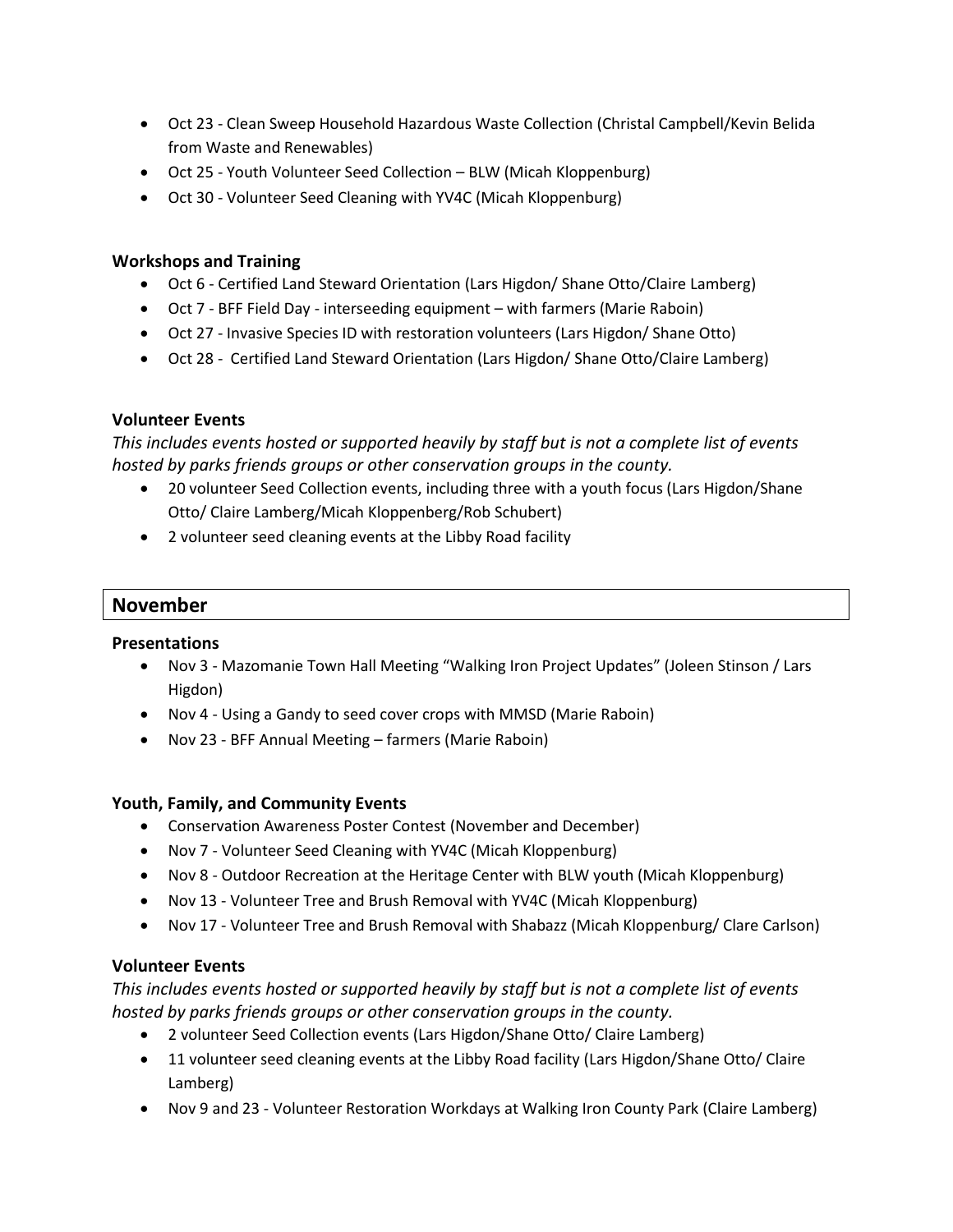- Oct 23 - Clean Sweep Household Hazardous Waste Collection (Christal Campbell/Kevin Belida from Waste and Renewables)
- Oct 25 - Youth Volunteer Seed Collection – BLW (Micah Kloppenburg)
- Oct 30 - Volunteer Seed Cleaning with YV4C (Micah Kloppenburg)

### Workshops and Training

- Oct 6 - Certified Land Steward Orientation (Lars Higdon/ Shane Otto/Claire Lamberg)
- Oct 7 - BFF Field Day - interseeding equipment – with farmers (Marie Raboin)
- Oct 27 - Invasive Species ID with restoration volunteers (Lars Higdon/ Shane Otto)
- Oct 28 - Certified Land Steward Orientation (Lars Higdon/ Shane Otto/Claire Lamberg)

### Volunteer Events

*This includes events hosted or supported heavily by staff but is not a complete list of events hosted by parks friends groups or other conservation groups in the county.*

- 20 volunteer Seed Collection events, including three with a youth focus (Lars Higdon/Shane Otto/ Claire Lamberg/Micah Kloppenberg/Rob Schubert)
- 2 volunteer seed cleaning events at the Libby Road facility

## November

### Presentations

- Nov 3 - Mazomanie Town Hall Meeting "Walking Iron Project Updates" (Joleen Stinson / Lars Higdon)
- Nov 4 - Using a Gandy to seed cover crops with MMSD (Marie Raboin)
- Nov 23 - BFF Annual Meeting – farmers (Marie Raboin)

### Youth, Family, and Community Events

- Conservation Awareness Poster Contest (November and December)
- Nov 7 - Volunteer Seed Cleaning with YV4C (Micah Kloppenburg)
- Nov 8 - Outdoor Recreation at the Heritage Center with BLW youth (Micah Kloppenburg)
- Nov 13 - Volunteer Tree and Brush Removal with YV4C (Micah Kloppenburg)
- Nov 17 - Volunteer Tree and Brush Removal with Shabazz (Micah Kloppenburg/ Clare Carlson)

### Volunteer Events

*This includes events hosted or supported heavily by staff but is not a complete list of events hosted by parks friends groups or other conservation groups in the county.*

- 2 volunteer Seed Collection events (Lars Higdon/Shane Otto/ Claire Lamberg)
- 11 volunteer seed cleaning events at the Libby Road facility (Lars Higdon/Shane Otto/ Claire Lamberg)
- Nov 9 and 23 - Volunteer Restoration Workdays at Walking Iron County Park (Claire Lamberg)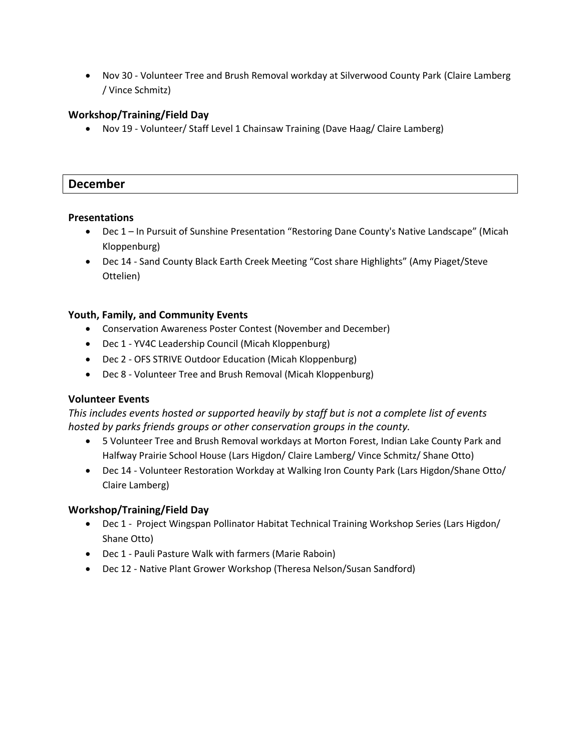- Nov 30 - Volunteer Tree and Brush Removal workday at Silverwood County Park (Claire Lamberg / Vince Schmitz)

### Workshop/Training/Field Day

- Nov 19 - Volunteer/ Staff Level 1 Chainsaw Training (Dave Haag/ Claire Lamberg)

## December

### Presentations

- Dec 1 – In Pursuit of Sunshine Presentation "Restoring Dane County's Native Landscape" (Micah Kloppenburg)
- Dec 14 - Sand County Black Earth Creek Meeting "Cost share Highlights" (Amy Piaget/Steve Ottelien)

### Youth, Family, and Community Events

- Conservation Awareness Poster Contest (November and December)
- Dec 1 - YV4C Leadership Council (Micah Kloppenburg)
- Dec 2 - OFS STRIVE Outdoor Education (Micah Kloppenburg)
- Dec 8 - Volunteer Tree and Brush Removal (Micah Kloppenburg)

### Volunteer Events

*This includes events hosted or supported heavily by staff but is not a complete list of events hosted by parks friends groups or other conservation groups in the county.*

- 5 Volunteer Tree and Brush Removal workdays at Morton Forest, Indian Lake County Park and Halfway Prairie School House (Lars Higdon/ Claire Lamberg/ Vince Schmitz/ Shane Otto)
- Dec 14 - Volunteer Restoration Workday at Walking Iron County Park (Lars Higdon/Shane Otto/ Claire Lamberg)

### Workshop/Training/Field Day

- Dec 1 - Project Wingspan Pollinator Habitat Technical Training Workshop Series (Lars Higdon/ Shane Otto)
- Dec 1 - Pauli Pasture Walk with farmers (Marie Raboin)
- Dec 12 - Native Plant Grower Workshop (Theresa Nelson/Susan Sandford)